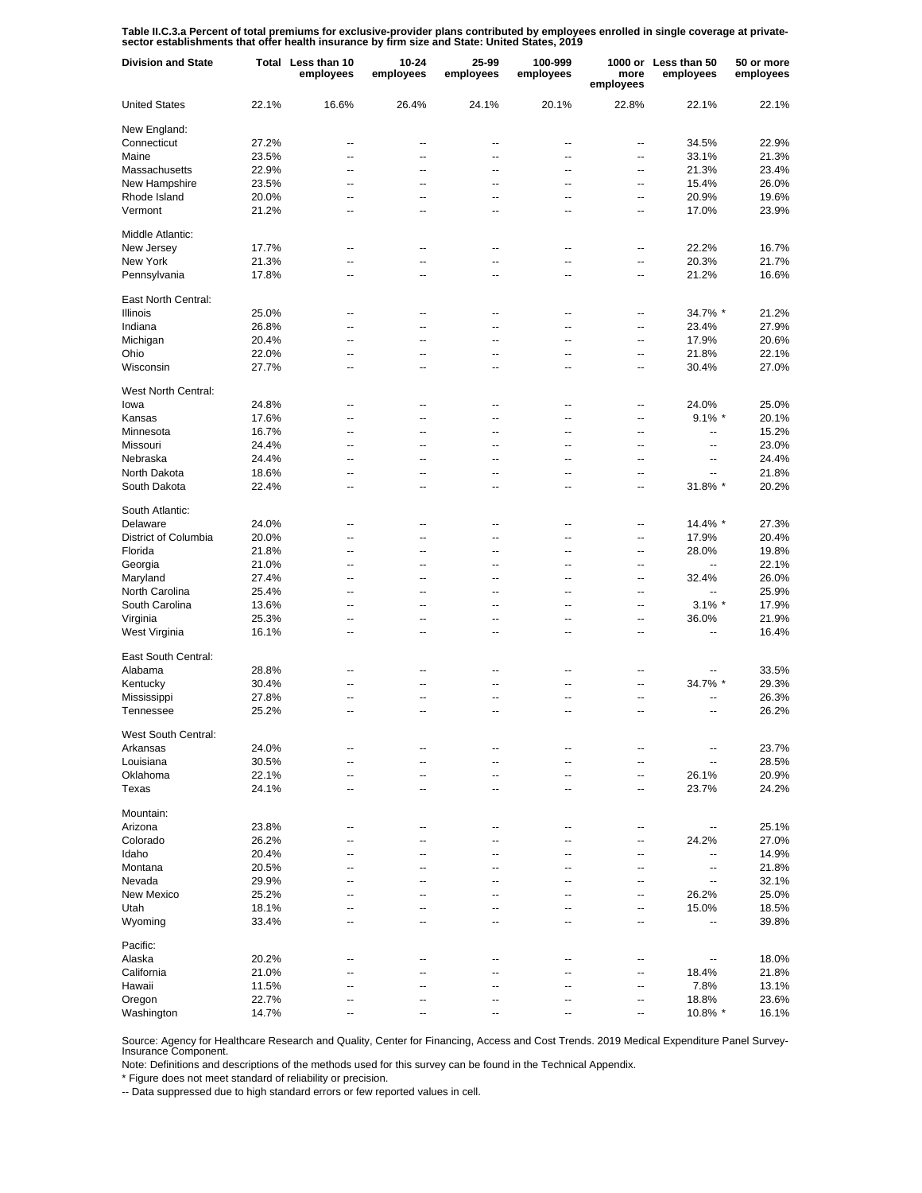**Table II.C.3.a Percent of total premiums for exclusive-provider plans contributed by employees enrolled in single coverage at private-sector establishments that offer health insurance by firm size and State: United States, 2019**

| Division and State | Total | Less than 10 employees | 10-24 employees | 25-99 employees | 100-999 employees | 1000 or more employees | Less than 50 employees | 50 or more employees |
|---|---|---|---|---|---|---|---|---|
| United States | 22.1% | 16.6% | 26.4% | 24.1% | 20.1% | 22.8% | 22.1% | 22.1% |
| New England: | | | | | | | | |
| Connecticut | 27.2% | -- | -- | -- | -- | -- | 34.5% | 22.9% |
| Maine | 23.5% | -- | -- | -- | -- | -- | 33.1% | 21.3% |
| Massachusetts | 22.9% | -- | -- | -- | -- | -- | 21.3% | 23.4% |
| New Hampshire | 23.5% | -- | -- | -- | -- | -- | 15.4% | 26.0% |
| Rhode Island | 20.0% | -- | -- | -- | -- | -- | 20.9% | 19.6% |
| Vermont | 21.2% | -- | -- | -- | -- | -- | 17.0% | 23.9% |
| Middle Atlantic: | | | | | | | | |
| New Jersey | 17.7% | -- | -- | -- | -- | -- | 22.2% | 16.7% |
| New York | 21.3% | -- | -- | -- | -- | -- | 20.3% | 21.7% |
| Pennsylvania | 17.8% | -- | -- | -- | -- | -- | 21.2% | 16.6% |
| East North Central: | | | | | | | | |
| Illinois | 25.0% | -- | -- | -- | -- | -- | 34.7% * | 21.2% |
| Indiana | 26.8% | -- | -- | -- | -- | -- | 23.4% | 27.9% |
| Michigan | 20.4% | -- | -- | -- | -- | -- | 17.9% | 20.6% |
| Ohio | 22.0% | -- | -- | -- | -- | -- | 21.8% | 22.1% |
| Wisconsin | 27.7% | -- | -- | -- | -- | -- | 30.4% | 27.0% |
| West North Central: | | | | | | | | |
| Iowa | 24.8% | -- | -- | -- | -- | -- | 24.0% | 25.0% |
| Kansas | 17.6% | -- | -- | -- | -- | -- | 9.1% * | 20.1% |
| Minnesota | 16.7% | -- | -- | -- | -- | -- | -- | 15.2% |
| Missouri | 24.4% | -- | -- | -- | -- | -- | -- | 23.0% |
| Nebraska | 24.4% | -- | -- | -- | -- | -- | -- | 24.4% |
| North Dakota | 18.6% | -- | -- | -- | -- | -- | -- | 21.8% |
| South Dakota | 22.4% | -- | -- | -- | -- | -- | 31.8% * | 20.2% |
| South Atlantic: | | | | | | | | |
| Delaware | 24.0% | -- | -- | -- | -- | -- | 14.4% * | 27.3% |
| District of Columbia | 20.0% | -- | -- | -- | -- | -- | 17.9% | 20.4% |
| Florida | 21.8% | -- | -- | -- | -- | -- | 28.0% | 19.8% |
| Georgia | 21.0% | -- | -- | -- | -- | -- | -- | 22.1% |
| Maryland | 27.4% | -- | -- | -- | -- | -- | 32.4% | 26.0% |
| North Carolina | 25.4% | -- | -- | -- | -- | -- | -- | 25.9% |
| South Carolina | 13.6% | -- | -- | -- | -- | -- | 3.1% * | 17.9% |
| Virginia | 25.3% | -- | -- | -- | -- | -- | 36.0% | 21.9% |
| West Virginia | 16.1% | -- | -- | -- | -- | -- | -- | 16.4% |
| East South Central: | | | | | | | | |
| Alabama | 28.8% | -- | -- | -- | -- | -- | -- | 33.5% |
| Kentucky | 30.4% | -- | -- | -- | -- | -- | 34.7% * | 29.3% |
| Mississippi | 27.8% | -- | -- | -- | -- | -- | -- | 26.3% |
| Tennessee | 25.2% | -- | -- | -- | -- | -- | -- | 26.2% |
| West South Central: | | | | | | | | |
| Arkansas | 24.0% | -- | -- | -- | -- | -- | -- | 23.7% |
| Louisiana | 30.5% | -- | -- | -- | -- | -- | -- | 28.5% |
| Oklahoma | 22.1% | -- | -- | -- | -- | -- | 26.1% | 20.9% |
| Texas | 24.1% | -- | -- | -- | -- | -- | 23.7% | 24.2% |
| Mountain: | | | | | | | | |
| Arizona | 23.8% | -- | -- | -- | -- | -- | -- | 25.1% |
| Colorado | 26.2% | -- | -- | -- | -- | -- | 24.2% | 27.0% |
| Idaho | 20.4% | -- | -- | -- | -- | -- | -- | 14.9% |
| Montana | 20.5% | -- | -- | -- | -- | -- | -- | 21.8% |
| Nevada | 29.9% | -- | -- | -- | -- | -- | -- | 32.1% |
| New Mexico | 25.2% | -- | -- | -- | -- | -- | 26.2% | 25.0% |
| Utah | 18.1% | -- | -- | -- | -- | -- | 15.0% | 18.5% |
| Wyoming | 33.4% | -- | -- | -- | -- | -- | -- | 39.8% |
| Pacific: | | | | | | | | |
| Alaska | 20.2% | -- | -- | -- | -- | -- | -- | 18.0% |
| California | 21.0% | -- | -- | -- | -- | -- | 18.4% | 21.8% |
| Hawaii | 11.5% | -- | -- | -- | -- | -- | 7.8% | 13.1% |
| Oregon | 22.7% | -- | -- | -- | -- | -- | 18.8% | 23.6% |
| Washington | 14.7% | -- | -- | -- | -- | -- | 10.8% * | 16.1% |

Source: Agency for Healthcare Research and Quality, Center for Financing, Access and Cost Trends. 2019 Medical Expenditure Panel Survey-Insurance Component.

Note: Definitions and descriptions of the methods used for this survey can be found in the Technical Appendix.

* Figure does not meet standard of reliability or precision.

-- Data suppressed due to high standard errors or few reported values in cell.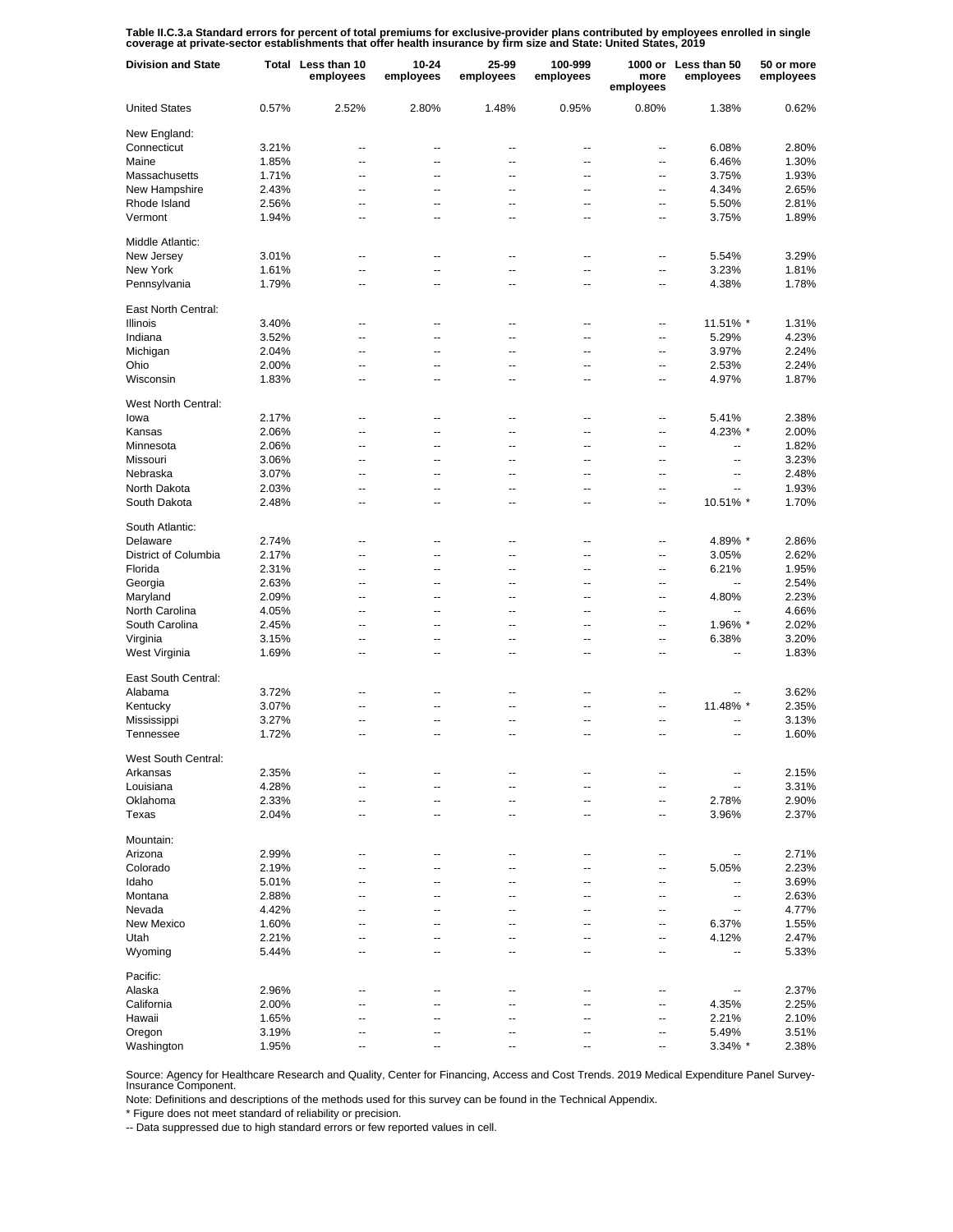**Table II.C.3.a Standard errors for percent of total premiums for exclusive-provider plans contributed by employees enrolled in single coverage at private-sector establishments that offer health insurance by firm size and State: United States, 2019**

| Division and State | Total | Less than 10 employees | 10-24 employees | 25-99 employees | 100-999 employees | 1000 or more employees | Less than 50 employees | 50 or more employees |
|---|---|---|---|---|---|---|---|---|
| United States | 0.57% | 2.52% | 2.80% | 1.48% | 0.95% | 0.80% | 1.38% | 0.62% |
| New England: | | | | | | | | |
| Connecticut | 3.21% | -- | -- | -- | -- | -- | 6.08% | 2.80% |
| Maine | 1.85% | -- | -- | -- | -- | -- | 6.46% | 1.30% |
| Massachusetts | 1.71% | -- | -- | -- | -- | -- | 3.75% | 1.93% |
| New Hampshire | 2.43% | -- | -- | -- | -- | -- | 4.34% | 2.65% |
| Rhode Island | 2.56% | -- | -- | -- | -- | -- | 5.50% | 2.81% |
| Vermont | 1.94% | -- | -- | -- | -- | -- | 3.75% | 1.89% |
| Middle Atlantic: | | | | | | | | |
| New Jersey | 3.01% | -- | -- | -- | -- | -- | 5.54% | 3.29% |
| New York | 1.61% | -- | -- | -- | -- | -- | 3.23% | 1.81% |
| Pennsylvania | 1.79% | -- | -- | -- | -- | -- | 4.38% | 1.78% |
| East North Central: | | | | | | | | |
| Illinois | 3.40% | -- | -- | -- | -- | -- | 11.51% * | 1.31% |
| Indiana | 3.52% | -- | -- | -- | -- | -- | 5.29% | 4.23% |
| Michigan | 2.04% | -- | -- | -- | -- | -- | 3.97% | 2.24% |
| Ohio | 2.00% | -- | -- | -- | -- | -- | 2.53% | 2.24% |
| Wisconsin | 1.83% | -- | -- | -- | -- | -- | 4.97% | 1.87% |
| West North Central: | | | | | | | | |
| Iowa | 2.17% | -- | -- | -- | -- | -- | 5.41% | 2.38% |
| Kansas | 2.06% | -- | -- | -- | -- | -- | 4.23% * | 2.00% |
| Minnesota | 2.06% | -- | -- | -- | -- | -- | -- | 1.82% |
| Missouri | 3.06% | -- | -- | -- | -- | -- | -- | 3.23% |
| Nebraska | 3.07% | -- | -- | -- | -- | -- | -- | 2.48% |
| North Dakota | 2.03% | -- | -- | -- | -- | -- | -- | 1.93% |
| South Dakota | 2.48% | -- | -- | -- | -- | -- | 10.51% * | 1.70% |
| South Atlantic: | | | | | | | | |
| Delaware | 2.74% | -- | -- | -- | -- | -- | 4.89% * | 2.86% |
| District of Columbia | 2.17% | -- | -- | -- | -- | -- | 3.05% | 2.62% |
| Florida | 2.31% | -- | -- | -- | -- | -- | 6.21% | 1.95% |
| Georgia | 2.63% | -- | -- | -- | -- | -- | -- | 2.54% |
| Maryland | 2.09% | -- | -- | -- | -- | -- | 4.80% | 2.23% |
| North Carolina | 4.05% | -- | -- | -- | -- | -- | -- | 4.66% |
| South Carolina | 2.45% | -- | -- | -- | -- | -- | 1.96% * | 2.02% |
| Virginia | 3.15% | -- | -- | -- | -- | -- | 6.38% | 3.20% |
| West Virginia | 1.69% | -- | -- | -- | -- | -- | -- | 1.83% |
| East South Central: | | | | | | | | |
| Alabama | 3.72% | -- | -- | -- | -- | -- | -- | 3.62% |
| Kentucky | 3.07% | -- | -- | -- | -- | -- | 11.48% * | 2.35% |
| Mississippi | 3.27% | -- | -- | -- | -- | -- | -- | 3.13% |
| Tennessee | 1.72% | -- | -- | -- | -- | -- | -- | 1.60% |
| West South Central: | | | | | | | | |
| Arkansas | 2.35% | -- | -- | -- | -- | -- | -- | 2.15% |
| Louisiana | 4.28% | -- | -- | -- | -- | -- | -- | 3.31% |
| Oklahoma | 2.33% | -- | -- | -- | -- | -- | 2.78% | 2.90% |
| Texas | 2.04% | -- | -- | -- | -- | -- | 3.96% | 2.37% |
| Mountain: | | | | | | | | |
| Arizona | 2.99% | -- | -- | -- | -- | -- | -- | 2.71% |
| Colorado | 2.19% | -- | -- | -- | -- | -- | 5.05% | 2.23% |
| Idaho | 5.01% | -- | -- | -- | -- | -- | -- | 3.69% |
| Montana | 2.88% | -- | -- | -- | -- | -- | -- | 2.63% |
| Nevada | 4.42% | -- | -- | -- | -- | -- | -- | 4.77% |
| New Mexico | 1.60% | -- | -- | -- | -- | -- | 6.37% | 1.55% |
| Utah | 2.21% | -- | -- | -- | -- | -- | 4.12% | 2.47% |
| Wyoming | 5.44% | -- | -- | -- | -- | -- | -- | 5.33% |
| Pacific: | | | | | | | | |
| Alaska | 2.96% | -- | -- | -- | -- | -- | -- | 2.37% |
| California | 2.00% | -- | -- | -- | -- | -- | 4.35% | 2.25% |
| Hawaii | 1.65% | -- | -- | -- | -- | -- | 2.21% | 2.10% |
| Oregon | 3.19% | -- | -- | -- | -- | -- | 5.49% | 3.51% |
| Washington | 1.95% | -- | -- | -- | -- | -- | 3.34% * | 2.38% |

Source: Agency for Healthcare Research and Quality, Center for Financing, Access and Cost Trends. 2019 Medical Expenditure Panel Survey-Insurance Component.

Note: Definitions and descriptions of the methods used for this survey can be found in the Technical Appendix.

* Figure does not meet standard of reliability or precision.

-- Data suppressed due to high standard errors or few reported values in cell.